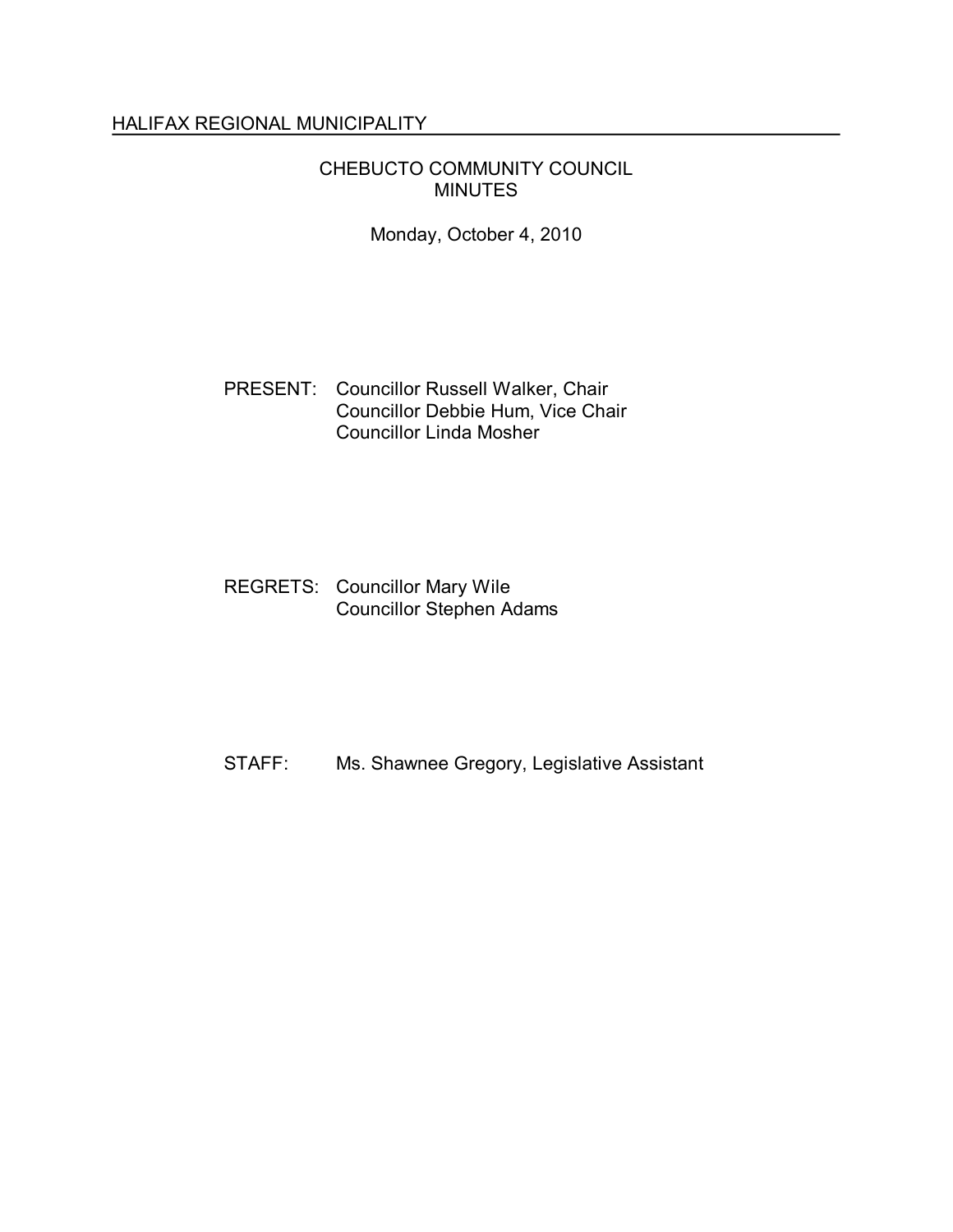HALIFAX REGIONAL MUNICIPALITY

# CHEBUCTO COMMUNITY COUNCIL MINUTES

Monday, October 4, 2010

PRESENT: Councillor Russell Walker, Chair
Councillor Debbie Hum, Vice Chair
Councillor Linda Mosher

REGRETS: Councillor Mary Wile
Councillor Stephen Adams

STAFF: Ms. Shawnee Gregory, Legislative Assistant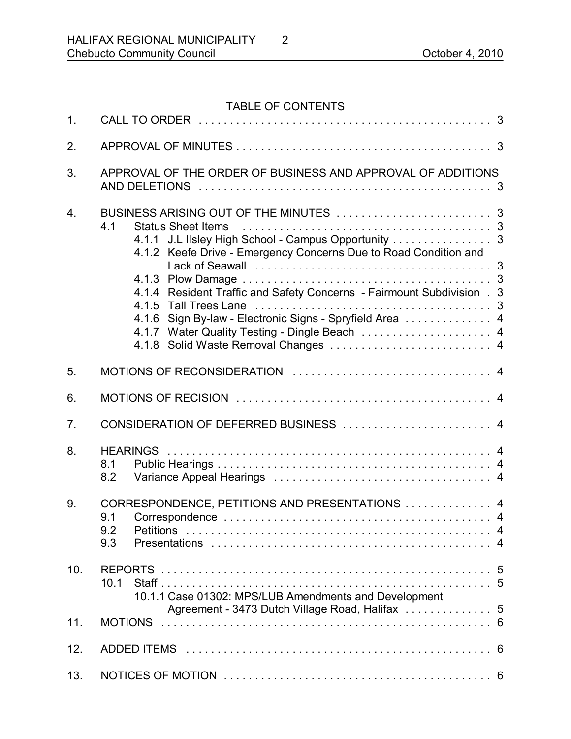## TABLE OF CONTENTS

1. CALL TO ORDER . . . 3

2. APPROVAL OF MINUTES . . . 3

3. APPROVAL OF THE ORDER OF BUSINESS AND APPROVAL OF ADDITIONS AND DELETIONS . . . 3

4. BUSINESS ARISING OUT OF THE MINUTES . . . 3
   - 4.1 Status Sheet Items . . . 3
     - 4.1.1 J.L Ilsley High School - Campus Opportunity . . . 3
     - 4.1.2 Keefe Drive - Emergency Concerns Due to Road Condition and Lack of Seawall . . . 3
     - 4.1.3 Plow Damage . . . 3
     - 4.1.4 Resident Traffic and Safety Concerns - Fairmount Subdivision . 3
     - 4.1.5 Tall Trees Lane . . . 3
     - 4.1.6 Sign By-law - Electronic Signs - Spryfield Area . . . 4
     - 4.1.7 Water Quality Testing - Dingle Beach . . . 4
     - 4.1.8 Solid Waste Removal Changes . . . 4

5. MOTIONS OF RECONSIDERATION . . . 4

6. MOTIONS OF RECISION . . . 4

7. CONSIDERATION OF DEFERRED BUSINESS . . . 4

8. HEARINGS . . . 4
   - 8.1 Public Hearings . . . 4
   - 8.2 Variance Appeal Hearings . . . 4

9. CORRESPONDENCE, PETITIONS AND PRESENTATIONS . . . 4
   - 9.1 Correspondence . . . 4
   - 9.2 Petitions . . . 4
   - 9.3 Presentations . . . 4

10. REPORTS . . . 5
    - 10.1 Staff . . . 5
      - 10.1.1 Case 01302: MPS/LUB Amendments and Development Agreement - 3473 Dutch Village Road, Halifax . . . 5

11. MOTIONS . . . 6

12. ADDED ITEMS . . . 6

13. NOTICES OF MOTION . . . 6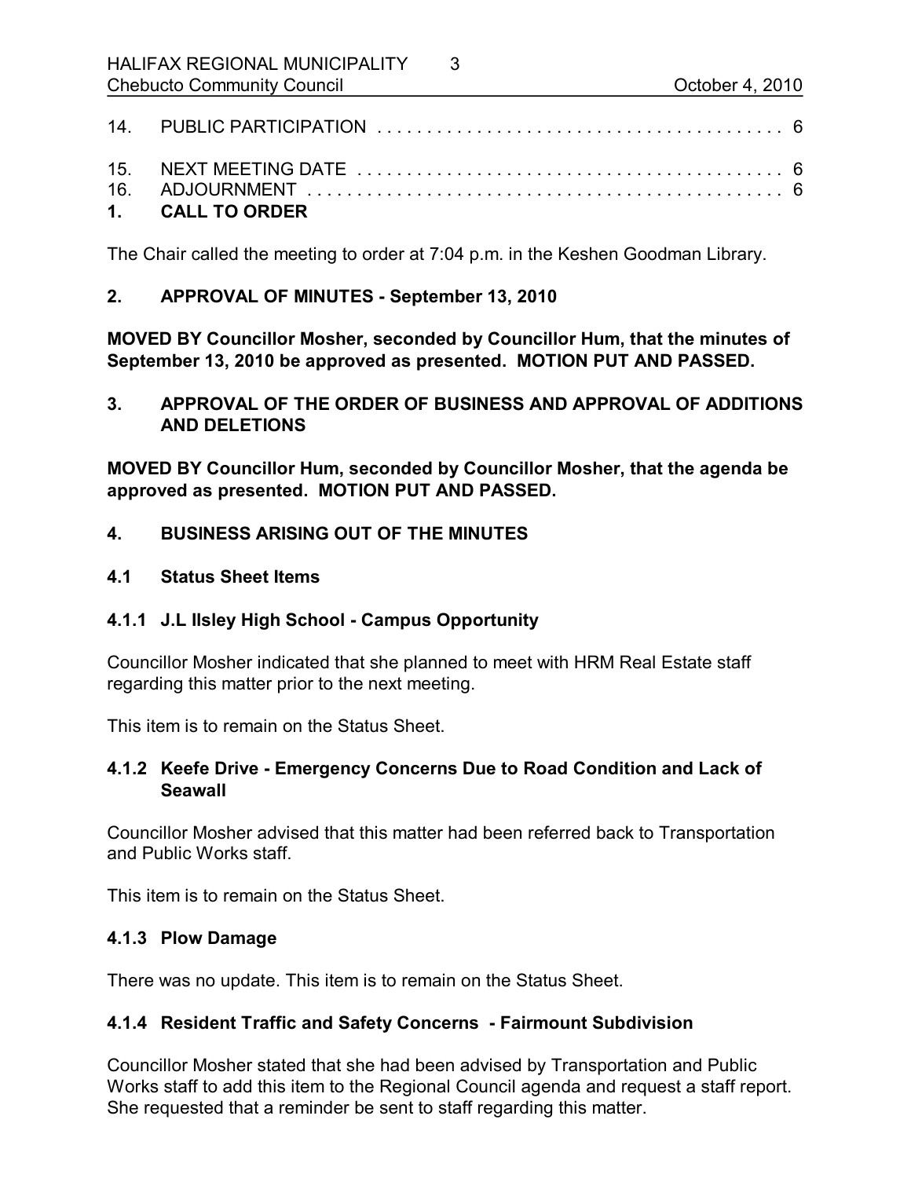14. PUBLIC PARTICIPATION . . . . . . . . . . . . . . . . . . . . . . . . . . . . . . . . . . . . . . . . 6

15. NEXT MEETING DATE . . . . . . . . . . . . . . . . . . . . . . . . . . . . . . . . . . . . . . . . . 6
16. ADJOURNMENT . . . . . . . . . . . . . . . . . . . . . . . . . . . . . . . . . . . . . . . . . . . . . . 6

## 1. CALL TO ORDER

The Chair called the meeting to order at 7:04 p.m. in the Keshen Goodman Library.

## 2. APPROVAL OF MINUTES - September 13, 2010

**MOVED BY Councillor Mosher, seconded by Councillor Hum, that the minutes of September 13, 2010 be approved as presented. MOTION PUT AND PASSED.**

## 3. APPROVAL OF THE ORDER OF BUSINESS AND APPROVAL OF ADDITIONS AND DELETIONS

**MOVED BY Councillor Hum, seconded by Councillor Mosher, that the agenda be approved as presented. MOTION PUT AND PASSED.**

## 4. BUSINESS ARISING OUT OF THE MINUTES

### 4.1 Status Sheet Items

#### 4.1.1 J.L Ilsley High School - Campus Opportunity

Councillor Mosher indicated that she planned to meet with HRM Real Estate staff regarding this matter prior to the next meeting.

This item is to remain on the Status Sheet.

#### 4.1.2 Keefe Drive - Emergency Concerns Due to Road Condition and Lack of Seawall

Councillor Mosher advised that this matter had been referred back to Transportation and Public Works staff.

This item is to remain on the Status Sheet.

#### 4.1.3 Plow Damage

There was no update. This item is to remain on the Status Sheet.

#### 4.1.4 Resident Traffic and Safety Concerns - Fairmount Subdivision

Councillor Mosher stated that she had been advised by Transportation and Public Works staff to add this item to the Regional Council agenda and request a staff report. She requested that a reminder be sent to staff regarding this matter.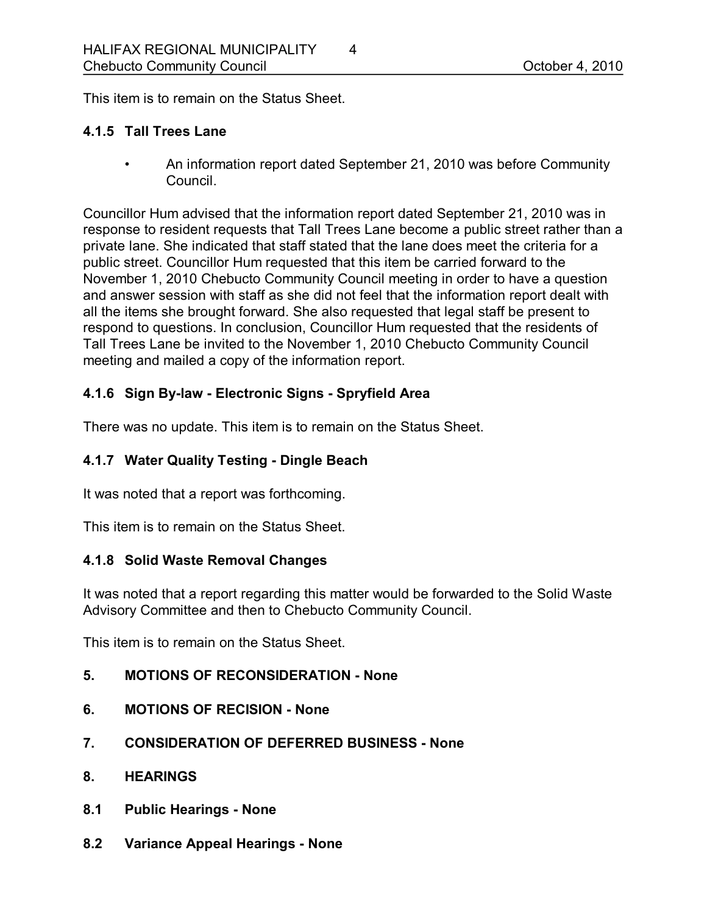This item is to remain on the Status Sheet.

### 4.1.5 Tall Trees Lane

- An information report dated September 21, 2010 was before Community Council.

Councillor Hum advised that the information report dated September 21, 2010 was in response to resident requests that Tall Trees Lane become a public street rather than a private lane. She indicated that staff stated that the lane does meet the criteria for a public street. Councillor Hum requested that this item be carried forward to the November 1, 2010 Chebucto Community Council meeting in order to have a question and answer session with staff as she did not feel that the information report dealt with all the items she brought forward. She also requested that legal staff be present to respond to questions. In conclusion, Councillor Hum requested that the residents of Tall Trees Lane be invited to the November 1, 2010 Chebucto Community Council meeting and mailed a copy of the information report.

### 4.1.6 Sign By-law - Electronic Signs - Spryfield Area

There was no update. This item is to remain on the Status Sheet.

### 4.1.7 Water Quality Testing - Dingle Beach

It was noted that a report was forthcoming.

This item is to remain on the Status Sheet.

### 4.1.8 Solid Waste Removal Changes

It was noted that a report regarding this matter would be forwarded to the Solid Waste Advisory Committee and then to Chebucto Community Council.

This item is to remain on the Status Sheet.

## 5. MOTIONS OF RECONSIDERATION - None

## 6. MOTIONS OF RECISION - None

## 7. CONSIDERATION OF DEFERRED BUSINESS - None

## 8. HEARINGS

### 8.1 Public Hearings - None

### 8.2 Variance Appeal Hearings - None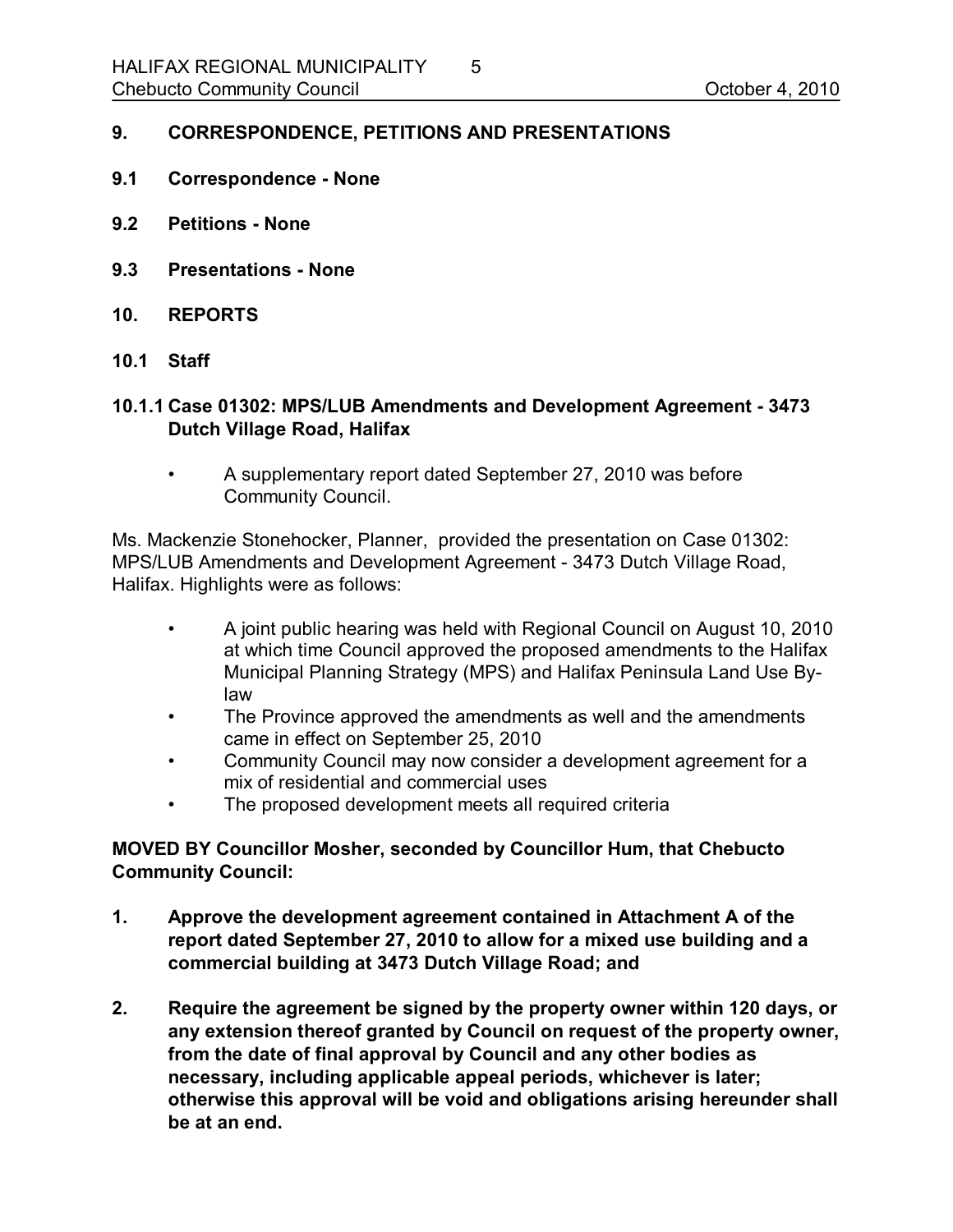## 9. CORRESPONDENCE, PETITIONS AND PRESENTATIONS

### 9.1 Correspondence - None

### 9.2 Petitions - None

### 9.3 Presentations - None

## 10. REPORTS

### 10.1 Staff

#### 10.1.1 Case 01302: MPS/LUB Amendments and Development Agreement - 3473 Dutch Village Road, Halifax

- A supplementary report dated September 27, 2010 was before Community Council.

Ms. Mackenzie Stonehocker, Planner, provided the presentation on Case 01302: MPS/LUB Amendments and Development Agreement - 3473 Dutch Village Road, Halifax. Highlights were as follows:

- A joint public hearing was held with Regional Council on August 10, 2010 at which time Council approved the proposed amendments to the Halifax Municipal Planning Strategy (MPS) and Halifax Peninsula Land Use By-law
- The Province approved the amendments as well and the amendments came in effect on September 25, 2010
- Community Council may now consider a development agreement for a mix of residential and commercial uses
- The proposed development meets all required criteria

**MOVED BY Councillor Mosher, seconded by Councillor Hum, that Chebucto Community Council:**

1. **Approve the development agreement contained in Attachment A of the report dated September 27, 2010 to allow for a mixed use building and a commercial building at 3473 Dutch Village Road; and**
2. **Require the agreement be signed by the property owner within 120 days, or any extension thereof granted by Council on request of the property owner, from the date of final approval by Council and any other bodies as necessary, including applicable appeal periods, whichever is later; otherwise this approval will be void and obligations arising hereunder shall be at an end.**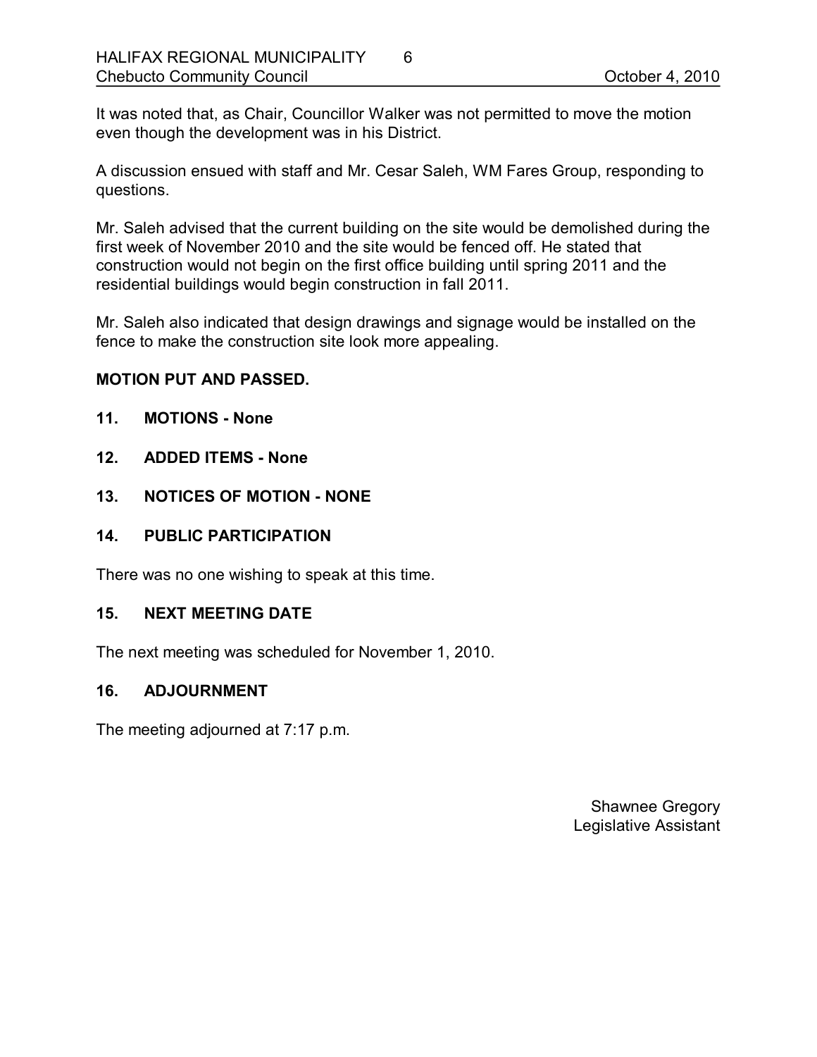It was noted that, as Chair, Councillor Walker was not permitted to move the motion even though the development was in his District.

A discussion ensued with staff and Mr. Cesar Saleh, WM Fares Group, responding to questions.

Mr. Saleh advised that the current building on the site would be demolished during the first week of November 2010 and the site would be fenced off. He stated that construction would not begin on the first office building until spring 2011 and the residential buildings would begin construction in fall 2011.

Mr. Saleh also indicated that design drawings and signage would be installed on the fence to make the construction site look more appealing.

**MOTION PUT AND PASSED.**

## 11. MOTIONS - None

## 12. ADDED ITEMS - None

## 13. NOTICES OF MOTION - NONE

## 14. PUBLIC PARTICIPATION

There was no one wishing to speak at this time.

## 15. NEXT MEETING DATE

The next meeting was scheduled for November 1, 2010.

## 16. ADJOURNMENT

The meeting adjourned at 7:17 p.m.

Shawnee Gregory
Legislative Assistant